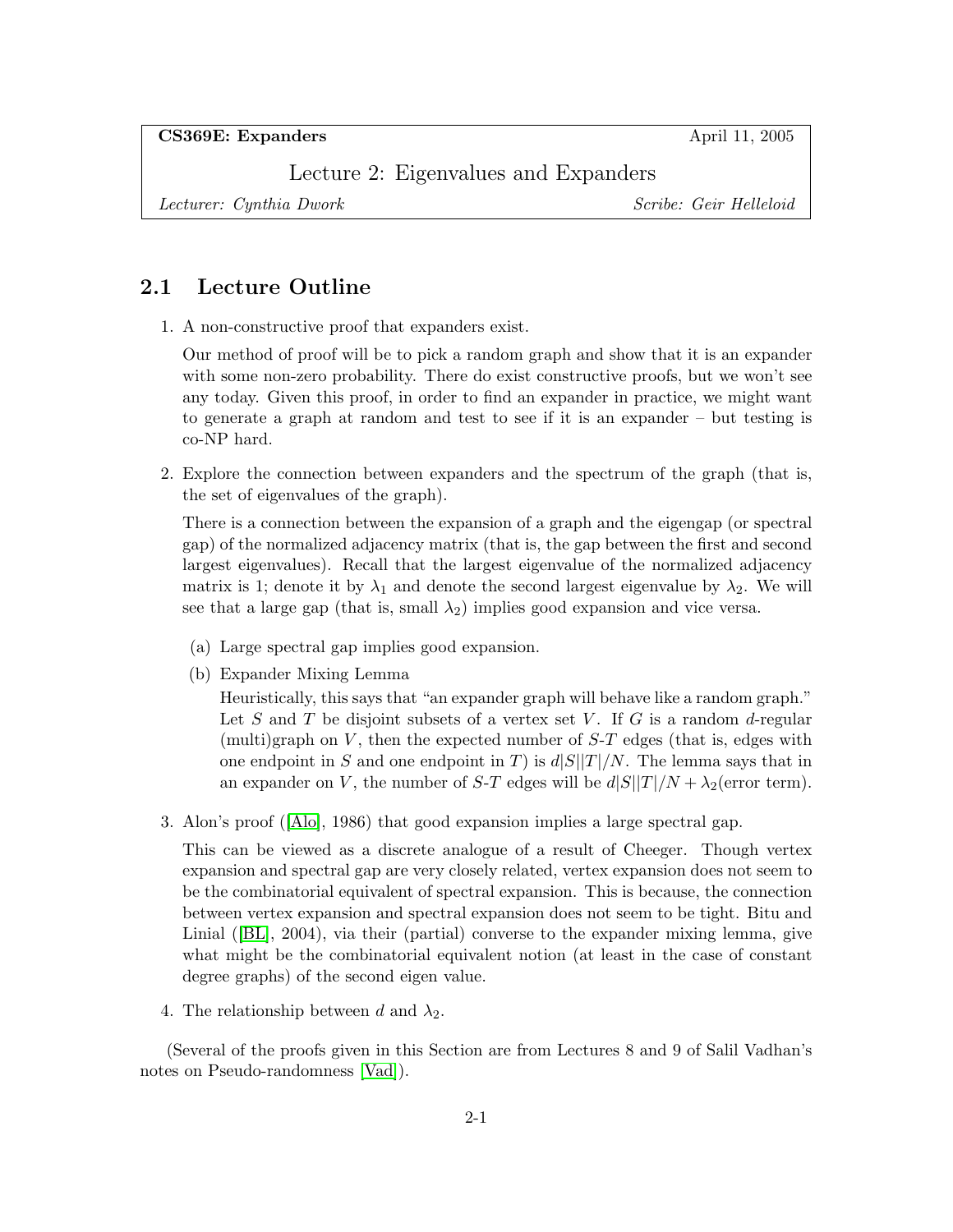**CS369E: Expanders** April 11, 2005

Lecture 2: Eigenvalues and Expanders

*Lecturer: Cynthia Dwork* *Scribe: Geir Helleloid*

## 2.1 Lecture Outline

1. A non-constructive proof that expanders exist.

   Our method of proof will be to pick a random graph and show that it is an expander with some non-zero probability. There do exist constructive proofs, but we won't see any today. Given this proof, in order to find an expander in practice, we might want to generate a graph at random and test to see if it is an expander – but testing is co-NP hard.

2. Explore the connection between expanders and the spectrum of the graph (that is, the set of eigenvalues of the graph).

   There is a connection between the expansion of a graph and the eigengap (or spectral gap) of the normalized adjacency matrix (that is, the gap between the first and second largest eigenvalues). Recall that the largest eigenvalue of the normalized adjacency matrix is 1; denote it by $\lambda_1$ and denote the second largest eigenvalue by $\lambda_2$. We will see that a large gap (that is, small $\lambda_2$) implies good expansion and vice versa.

   (a) Large spectral gap implies good expansion.

   (b) Expander Mixing Lemma

   Heuristically, this says that "an expander graph will behave like a random graph." Let $S$ and $T$ be disjoint subsets of a vertex set $V$. If $G$ is a random $d$-regular (multi)graph on $V$, then the expected number of $S$-$T$ edges (that is, edges with one endpoint in $S$ and one endpoint in $T$) is $d|S||T|/N$. The lemma says that in an expander on $V$, the number of $S$-$T$ edges will be $d|S||T|/N + \lambda_2$(error term).

3. Alon's proof ([Alo], 1986) that good expansion implies a large spectral gap.

   This can be viewed as a discrete analogue of a result of Cheeger. Though vertex expansion and spectral gap are very closely related, vertex expansion does not seem to be the combinatorial equivalent of spectral expansion. This is because, the connection between vertex expansion and spectral expansion does not seem to be tight. Bitu and Linial ([BL], 2004), via their (partial) converse to the expander mixing lemma, give what might be the combinatorial equivalent notion (at least in the case of constant degree graphs) of the second eigen value.

4. The relationship between $d$ and $\lambda_2$.

(Several of the proofs given in this Section are from Lectures 8 and 9 of Salil Vadhan's notes on Pseudo-randomness [Vad]).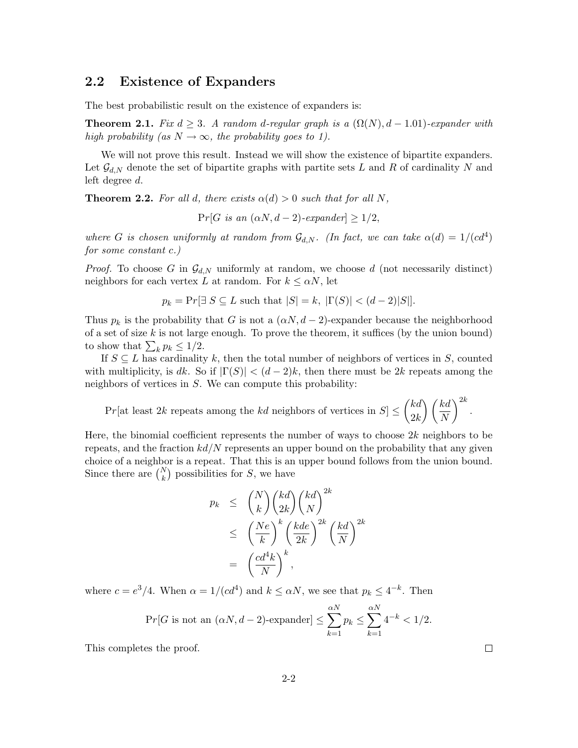## 2.2 Existence of Expanders

The best probabilistic result on the existence of expanders is:

**Theorem 2.1.** *Fix $d \geq 3$. A random $d$-regular graph is a $(\Omega(N), d - 1.01)$-expander with high probability (as $N \to \infty$, the probability goes to 1).*

We will not prove this result. Instead we will show the existence of bipartite expanders. Let $\mathcal{G}_{d,N}$ denote the set of bipartite graphs with partite sets $L$ and $R$ of cardinality $N$ and left degree $d$.

**Theorem 2.2.** *For all $d$, there exists $\alpha(d) > 0$ such that for all $N$,*

$$\Pr[G \text{ is an } (\alpha N, d-2)\text{-expander}] \geq 1/2,$$

*where $G$ is chosen uniformly at random from $\mathcal{G}_{d,N}$. (In fact, we can take $\alpha(d) = 1/(cd^4)$ for some constant $c$.)*

*Proof.* To choose $G$ in $\mathcal{G}_{d,N}$ uniformly at random, we choose $d$ (not necessarily distinct) neighbors for each vertex $L$ at random. For $k \leq \alpha N$, let

$$p_k = \Pr[\exists\, S \subseteq L \text{ such that } |S| = k,\ |\Gamma(S)| < (d-2)|S|].$$

Thus $p_k$ is the probability that $G$ is not a $(\alpha N, d-2)$-expander because the neighborhood of a set of size $k$ is not large enough. To prove the theorem, it suffices (by the union bound) to show that $\sum_k p_k \leq 1/2$.

If $S \subseteq L$ has cardinality $k$, then the total number of neighbors of vertices in $S$, counted with multiplicity, is $dk$. So if $|\Gamma(S)| < (d-2)k$, then there must be $2k$ repeats among the neighbors of vertices in $S$. We can compute this probability:

$$\Pr[\text{at least } 2k \text{ repeats among the } kd \text{ neighbors of vertices in } S] \leq \binom{kd}{2k}\left(\frac{kd}{N}\right)^{2k}.$$

Here, the binomial coefficient represents the number of ways to choose $2k$ neighbors to be repeats, and the fraction $kd/N$ represents an upper bound on the probability that any given choice of a neighbor is a repeat. That this is an upper bound follows from the union bound. Since there are $\binom{N}{k}$ possibilities for $S$, we have

$$\begin{aligned} p_k &\leq \binom{N}{k}\binom{kd}{2k}\left(\frac{kd}{N}\right)^{2k} \\ &\leq \left(\frac{Ne}{k}\right)^{k}\left(\frac{kde}{2k}\right)^{2k}\left(\frac{kd}{N}\right)^{2k} \\ &= \left(\frac{cd^4k}{N}\right)^{k}, \end{aligned}$$

where $c = e^3/4$. When $\alpha = 1/(cd^4)$ and $k \leq \alpha N$, we see that $p_k \leq 4^{-k}$. Then

$$\Pr[G \text{ is not an } (\alpha N, d-2)\text{-expander}] \leq \sum_{k=1}^{\alpha N} p_k \leq \sum_{k=1}^{\alpha N} 4^{-k} < 1/2.$$

This completes the proof. $\square$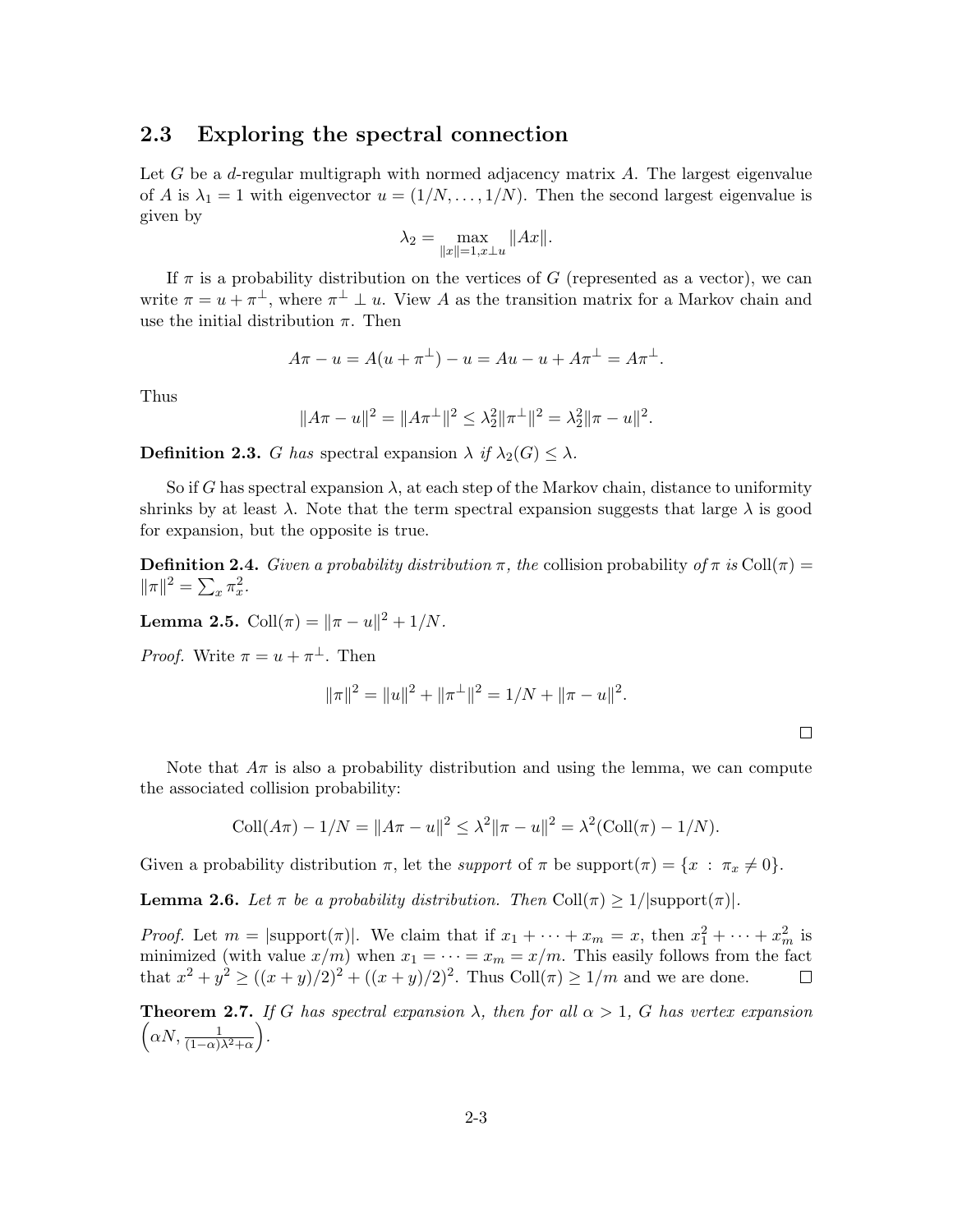## 2.3 Exploring the spectral connection

Let $G$ be a $d$-regular multigraph with normed adjacency matrix $A$. The largest eigenvalue of $A$ is $\lambda_1 = 1$ with eigenvector $u = (1/N, \ldots, 1/N)$. Then the second largest eigenvalue is given by

$$\lambda_2 = \max_{\|x\|=1, x \perp u} \|Ax\|.$$

If $\pi$ is a probability distribution on the vertices of $G$ (represented as a vector), we can write $\pi = u + \pi^\perp$, where $\pi^\perp \perp u$. View $A$ as the transition matrix for a Markov chain and use the initial distribution $\pi$. Then

$$A\pi - u = A(u + \pi^\perp) - u = Au - u + A\pi^\perp = A\pi^\perp.$$

Thus

$$\|A\pi - u\|^2 = \|A\pi^\perp\|^2 \leq \lambda_2^2 \|\pi^\perp\|^2 = \lambda_2^2 \|\pi - u\|^2.$$

**Definition 2.3.** *$G$ has* spectral expansion $\lambda$ *if $\lambda_2(G) \leq \lambda$.*

So if $G$ has spectral expansion $\lambda$, at each step of the Markov chain, distance to uniformity shrinks by at least $\lambda$. Note that the term spectral expansion suggests that large $\lambda$ is good for expansion, but the opposite is true.

**Definition 2.4.** *Given a probability distribution $\pi$, the* collision probability *of $\pi$ is* $\mathrm{Coll}(\pi) = \|\pi\|^2 = \sum_x \pi_x^2$.

**Lemma 2.5.** $\mathrm{Coll}(\pi) = \|\pi - u\|^2 + 1/N$.

*Proof.* Write $\pi = u + \pi^\perp$. Then

$$\|\pi\|^2 = \|u\|^2 + \|\pi^\perp\|^2 = 1/N + \|\pi - u\|^2.$$

□

Note that $A\pi$ is also a probability distribution and using the lemma, we can compute the associated collision probability:

$$\mathrm{Coll}(A\pi) - 1/N = \|A\pi - u\|^2 \leq \lambda^2 \|\pi - u\|^2 = \lambda^2(\mathrm{Coll}(\pi) - 1/N).$$

Given a probability distribution $\pi$, let the *support* of $\pi$ be $\mathrm{support}(\pi) = \{x : \pi_x \neq 0\}$.

**Lemma 2.6.** *Let $\pi$ be a probability distribution. Then* $\mathrm{Coll}(\pi) \geq 1/|\mathrm{support}(\pi)|$.

*Proof.* Let $m = |\mathrm{support}(\pi)|$. We claim that if $x_1 + \cdots + x_m = x$, then $x_1^2 + \cdots + x_m^2$ is minimized (with value $x/m$) when $x_1 = \cdots = x_m = x/m$. This easily follows from the fact that $x^2 + y^2 \geq ((x+y)/2)^2 + ((x+y)/2)^2$. Thus $\mathrm{Coll}(\pi) \geq 1/m$ and we are done. □

**Theorem 2.7.** *If $G$ has spectral expansion $\lambda$, then for all $\alpha > 1$, $G$ has vertex expansion* $\left(\alpha N, \frac{1}{(1-\alpha)\lambda^2 + \alpha}\right)$.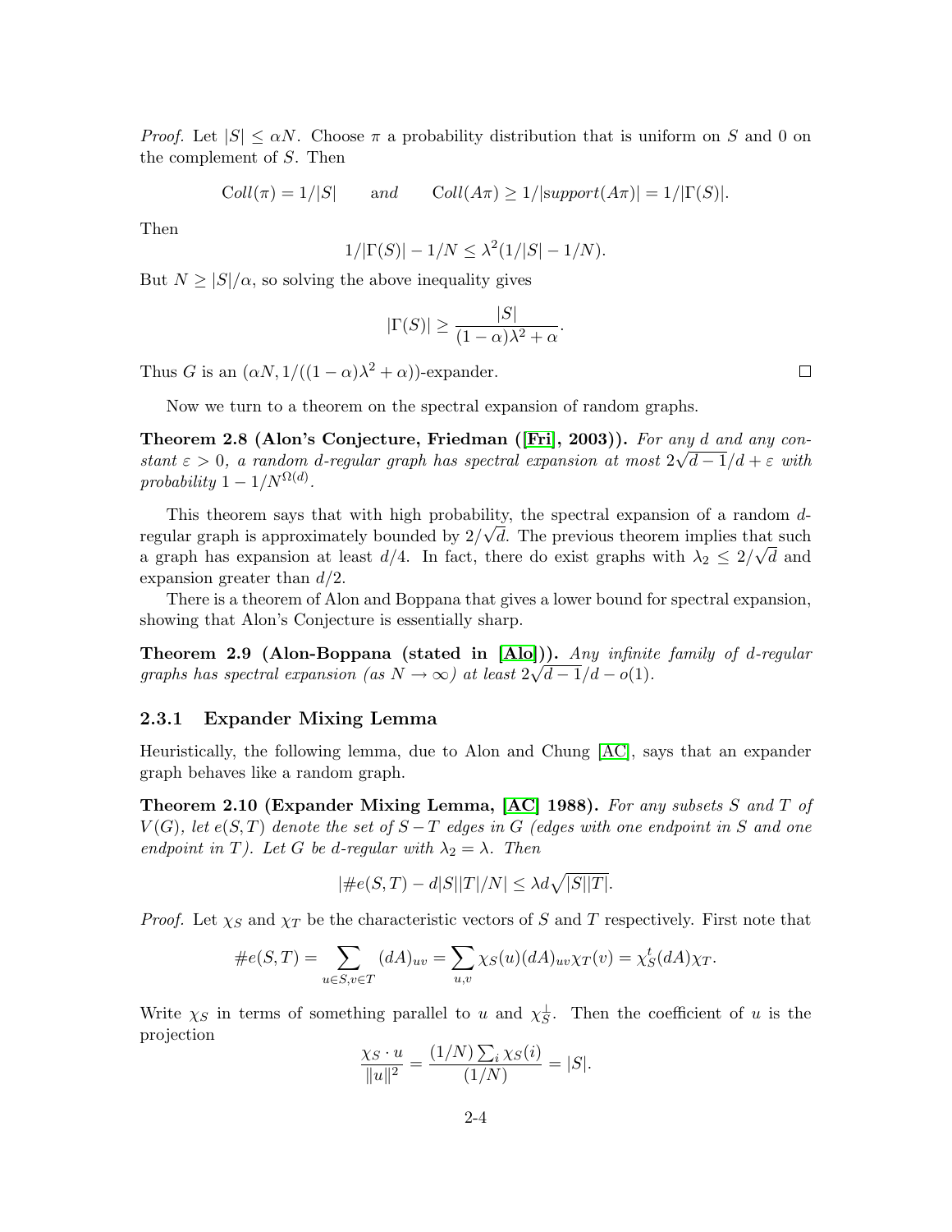*Proof.* Let $|S| \leq \alpha N$. Choose $\pi$ a probability distribution that is uniform on $S$ and 0 on the complement of $S$. Then

$$\mathrm{Coll}(\pi) = 1/|S| \qquad and \qquad \mathrm{Coll}(A\pi) \geq 1/|support(A\pi)| = 1/|\Gamma(S)|.$$

Then

$$1/|\Gamma(S)| - 1/N \leq \lambda^2(1/|S| - 1/N).$$

But $N \geq |S|/\alpha$, so solving the above inequality gives

$$|\Gamma(S)| \geq \frac{|S|}{(1-\alpha)\lambda^2 + \alpha}.$$

Thus $G$ is an $(\alpha N, 1/((1-\alpha)\lambda^2 + \alpha))$-expander. ∎

Now we turn to a theorem on the spectral expansion of random graphs.

**Theorem 2.8 (Alon's Conjecture, Friedman ([Fri], 2003)).** *For any $d$ and any constant $\varepsilon > 0$, a random $d$-regular graph has spectral expansion at most $2\sqrt{d-1}/d + \varepsilon$ with probability $1 - 1/N^{\Omega(d)}$.*

This theorem says that with high probability, the spectral expansion of a random $d$-regular graph is approximately bounded by $2/\sqrt{d}$. The previous theorem implies that such a graph has expansion at least $d/4$. In fact, there do exist graphs with $\lambda_2 \leq 2/\sqrt{d}$ and expansion greater than $d/2$.

There is a theorem of Alon and Boppana that gives a lower bound for spectral expansion, showing that Alon's Conjecture is essentially sharp.

**Theorem 2.9 (Alon-Boppana (stated in [Alo])).** *Any infinite family of $d$-regular graphs has spectral expansion (as $N \to \infty$) at least $2\sqrt{d-1}/d - o(1)$.*

### 2.3.1 Expander Mixing Lemma

Heuristically, the following lemma, due to Alon and Chung [AC], says that an expander graph behaves like a random graph.

**Theorem 2.10 (Expander Mixing Lemma, [AC] 1988).** *For any subsets $S$ and $T$ of $V(G)$, let $e(S,T)$ denote the set of $S-T$ edges in $G$ (edges with one endpoint in $S$ and one endpoint in $T$). Let $G$ be $d$-regular with $\lambda_2 = \lambda$. Then*

$$|\#e(S,T) - d|S||T|/N| \leq \lambda d\sqrt{|S||T|}.$$

*Proof.* Let $\chi_S$ and $\chi_T$ be the characteristic vectors of $S$ and $T$ respectively. First note that

$$\#e(S,T) = \sum_{u\in S, v\in T} (dA)_{uv} = \sum_{u,v} \chi_S(u)(dA)_{uv}\chi_T(v) = \chi_S^t(dA)\chi_T.$$

Write $\chi_S$ in terms of something parallel to $u$ and $\chi_S^\perp$. Then the coefficient of $u$ is the projection

$$\frac{\chi_S \cdot u}{\|u\|^2} = \frac{(1/N)\sum_i \chi_S(i)}{(1/N)} = |S|.$$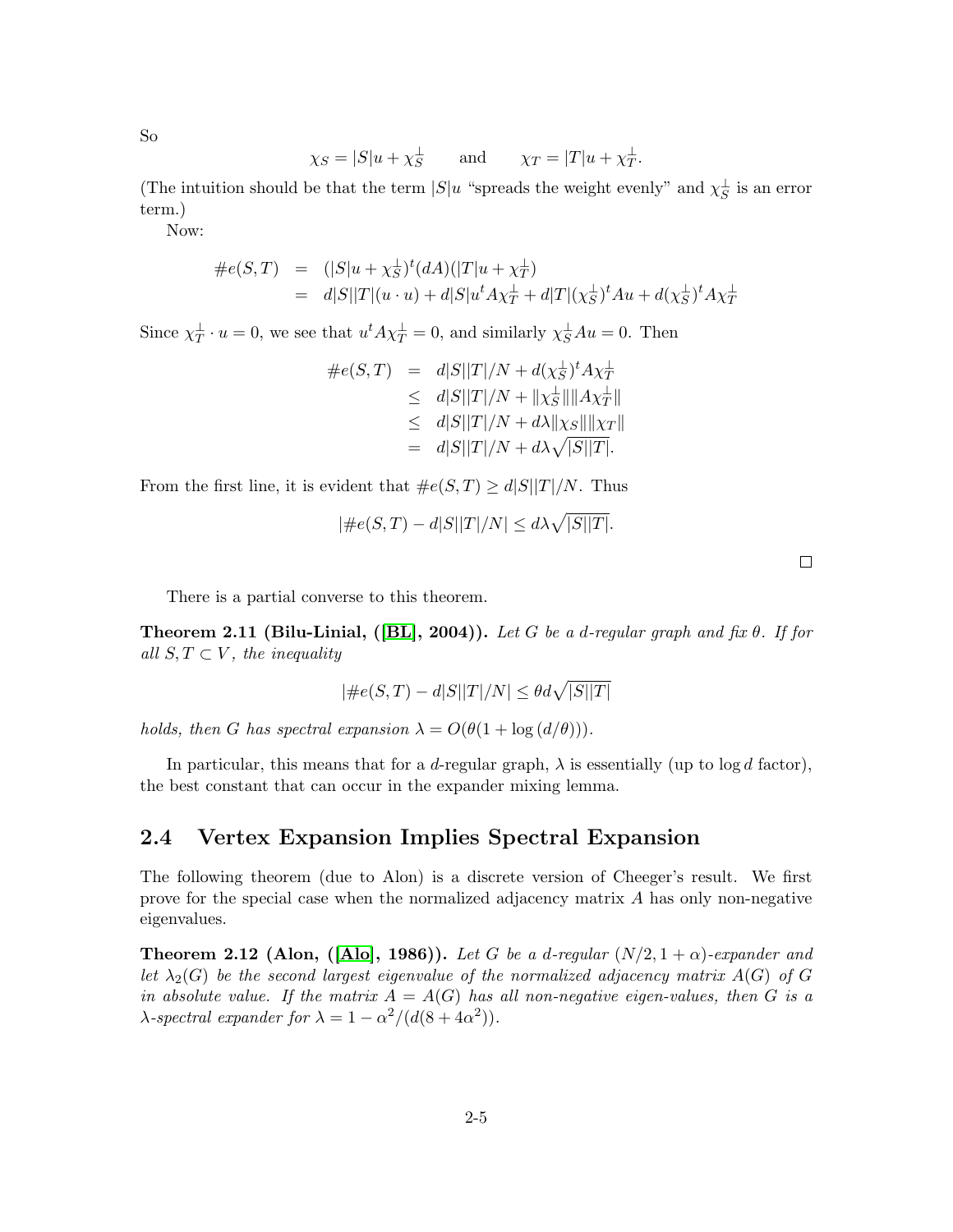So

$$\chi_S = |S|u + \chi_S^\perp \qquad \text{and} \qquad \chi_T = |T|u + \chi_T^\perp.$$

(The intuition should be that the term $|S|u$ "spreads the weight evenly" and $\chi_S^\perp$ is an error term.)

Now:

$$\begin{aligned}
\#e(S,T) &= (|S|u + \chi_S^\perp)^t (dA)(|T|u + \chi_T^\perp) \\
&= d|S||T|(u \cdot u) + d|S|u^t A \chi_T^\perp + d|T|(\chi_S^\perp)^t A u + d(\chi_S^\perp)^t A \chi_T^\perp
\end{aligned}$$

Since $\chi_T^\perp \cdot u = 0$, we see that $u^t A \chi_T^\perp = 0$, and similarly $\chi_S^\perp A u = 0$. Then

$$\begin{aligned}
\#e(S,T) &= d|S||T|/N + d(\chi_S^\perp)^t A \chi_T^\perp \\
&\leq d|S||T|/N + \|\chi_S^\perp\| \|A\chi_T^\perp\| \\
&\leq d|S||T|/N + d\lambda \|\chi_S\| \|\chi_T\| \\
&= d|S||T|/N + d\lambda\sqrt{|S||T|}.
\end{aligned}$$

From the first line, it is evident that $\#e(S,T) \geq d|S||T|/N$. Thus

$$|\#e(S,T) - d|S||T|/N| \leq d\lambda\sqrt{|S||T|}.$$

□

There is a partial converse to this theorem.

**Theorem 2.11 (Bilu-Linial, ([BL], 2004)).** *Let $G$ be a $d$-regular graph and fix $\theta$. If for all $S, T \subset V$, the inequality*

$$|\#e(S,T) - d|S||T|/N| \leq \theta d\sqrt{|S||T|}$$

*holds, then $G$ has spectral expansion $\lambda = O(\theta(1 + \log(d/\theta)))$.*

In particular, this means that for a $d$-regular graph, $\lambda$ is essentially (up to $\log d$ factor), the best constant that can occur in the expander mixing lemma.

## 2.4 Vertex Expansion Implies Spectral Expansion

The following theorem (due to Alon) is a discrete version of Cheeger's result. We first prove for the special case when the normalized adjacency matrix $A$ has only non-negative eigenvalues.

**Theorem 2.12 (Alon, ([Alo], 1986)).** *Let $G$ be a $d$-regular $(N/2, 1+\alpha)$-expander and let $\lambda_2(G)$ be the second largest eigenvalue of the normalized adjacency matrix $A(G)$ of $G$ in absolute value. If the matrix $A = A(G)$ has all non-negative eigen-values, then $G$ is a $\lambda$-spectral expander for $\lambda = 1 - \alpha^2/(d(8 + 4\alpha^2))$.*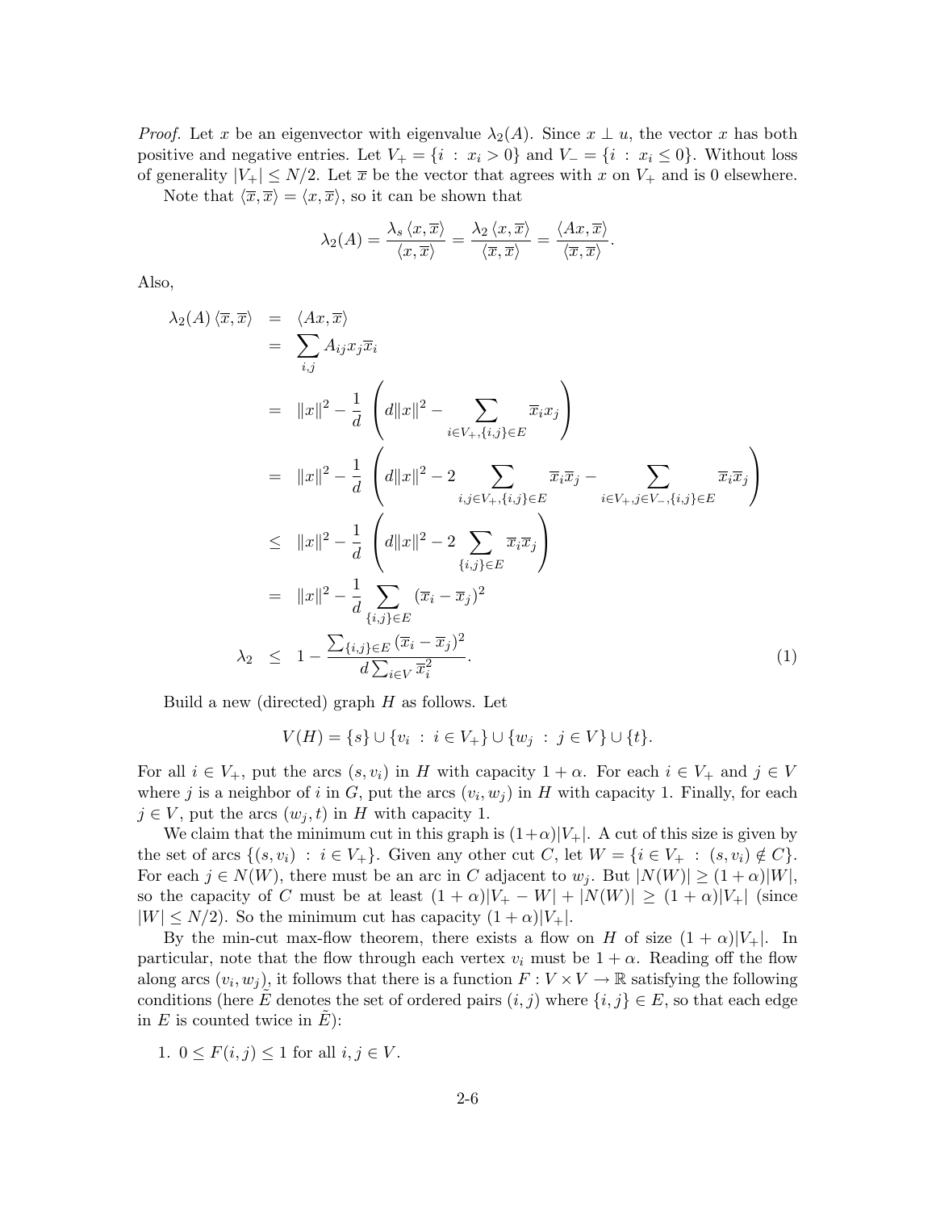*Proof.* Let $x$ be an eigenvector with eigenvalue $\lambda_2(A)$. Since $x \perp u$, the vector $x$ has both positive and negative entries. Let $V_+ = \{i \ : \ x_i > 0\}$ and $V_- = \{i \ : \ x_i \leq 0\}$. Without loss of generality $|V_+| \leq N/2$. Let $\overline{x}$ be the vector that agrees with $x$ on $V_+$ and is 0 elsewhere.

Note that $\langle \overline{x}, \overline{x} \rangle = \langle x, \overline{x} \rangle$, so it can be shown that

$$\lambda_2(A) = \frac{\lambda_s \langle x, \overline{x} \rangle}{\langle x, \overline{x} \rangle} = \frac{\lambda_2 \langle x, \overline{x} \rangle}{\langle \overline{x}, \overline{x} \rangle} = \frac{\langle Ax, \overline{x} \rangle}{\langle \overline{x}, \overline{x} \rangle}.$$

Also,

$$\begin{aligned}
\lambda_2(A) \langle \overline{x}, \overline{x} \rangle &= \langle Ax, \overline{x} \rangle \\
&= \sum_{i,j} A_{ij} x_j \overline{x}_i \\
&= \|x\|^2 - \frac{1}{d} \left( d\|x\|^2 - \sum_{i \in V_+, \{i,j\} \in E} \overline{x}_i x_j \right) \\
&= \|x\|^2 - \frac{1}{d} \left( d\|x\|^2 - 2 \sum_{i,j \in V_+, \{i,j\} \in E} \overline{x}_i \overline{x}_j - \sum_{i \in V_+, j \in V_-, \{i,j\} \in E} \overline{x}_i \overline{x}_j \right) \\
&\leq \|x\|^2 - \frac{1}{d} \left( d\|x\|^2 - 2 \sum_{\{i,j\} \in E} \overline{x}_i \overline{x}_j \right) \\
&= \|x\|^2 - \frac{1}{d} \sum_{\{i,j\} \in E} (\overline{x}_i - \overline{x}_j)^2 \\
\lambda_2 &\leq 1 - \frac{\sum_{\{i,j\} \in E} (\overline{x}_i - \overline{x}_j)^2}{d \sum_{i \in V} \overline{x}_i^2}. \qquad (1)
\end{aligned}$$

Build a new (directed) graph $H$ as follows. Let

$$V(H) = \{s\} \cup \{v_i \ : \ i \in V_+\} \cup \{w_j \ : \ j \in V\} \cup \{t\}.$$

For all $i \in V_+$, put the arcs $(s, v_i)$ in $H$ with capacity $1 + \alpha$. For each $i \in V_+$ and $j \in V$ where $j$ is a neighbor of $i$ in $G$, put the arcs $(v_i, w_j)$ in $H$ with capacity 1. Finally, for each $j \in V$, put the arcs $(w_j, t)$ in $H$ with capacity 1.

We claim that the minimum cut in this graph is $(1+\alpha)|V_+|$. A cut of this size is given by the set of arcs $\{(s, v_i) \ : \ i \in V_+\}$. Given any other cut $C$, let $W = \{i \in V_+ \ : \ (s, v_i) \notin C\}$. For each $j \in N(W)$, there must be an arc in $C$ adjacent to $w_j$. But $|N(W)| \geq (1 + \alpha)|W|$, so the capacity of $C$ must be at least $(1 + \alpha)|V_+ - W| + |N(W)| \geq (1 + \alpha)|V_+|$ (since $|W| \leq N/2$). So the minimum cut has capacity $(1 + \alpha)|V_+|$.

By the min-cut max-flow theorem, there exists a flow on $H$ of size $(1 + \alpha)|V_+|$. In particular, note that the flow through each vertex $v_i$ must be $1 + \alpha$. Reading off the flow along arcs $(v_i, w_j)$, it follows that there is a function $F : V \times V \to \mathbb{R}$ satisfying the following conditions (here $\tilde{E}$ denotes the set of ordered pairs $(i, j)$ where $\{i, j\} \in E$, so that each edge in $E$ is counted twice in $\tilde{E}$):

1. $0 \leq F(i, j) \leq 1$ for all $i, j \in V$.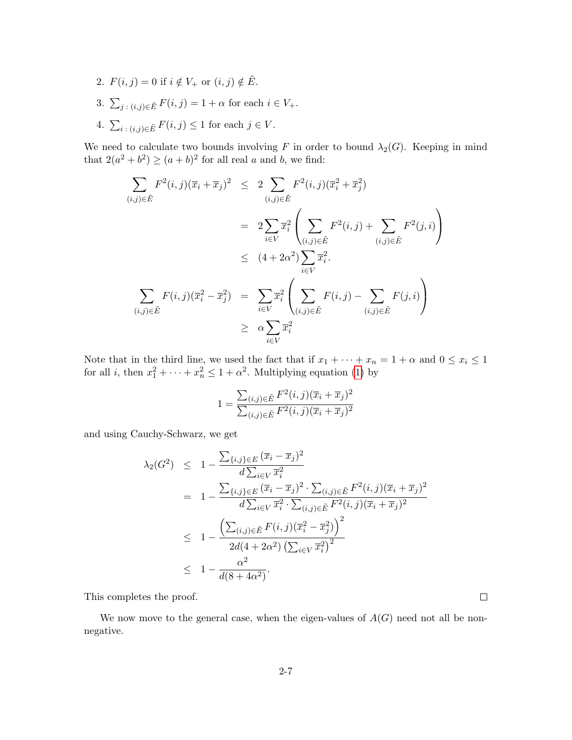2. $F(i,j) = 0$ if $i \notin V_+$ or $(i,j) \notin \tilde{E}$.
3. $\sum_{j\,:\,(i,j)\in\tilde{E}} F(i,j) = 1 + \alpha$ for each $i \in V_+$.
4. $\sum_{i\,:\,(i,j)\in\tilde{E}} F(i,j) \leq 1$ for each $j \in V$.

We need to calculate two bounds involving $F$ in order to bound $\lambda_2(G)$. Keeping in mind that $2(a^2+b^2) \geq (a+b)^2$ for all real $a$ and $b$, we find:

$$
\begin{aligned}
\sum_{(i,j)\in\tilde{E}} F^2(i,j)(\overline{x}_i + \overline{x}_j)^2 &\leq 2\sum_{(i,j)\in\tilde{E}} F^2(i,j)(\overline{x}_i^2 + \overline{x}_j^2) \\
&= 2\sum_{i\in V} \overline{x}_i^2 \left( \sum_{(i,j)\in\tilde{E}} F^2(i,j) + \sum_{(i,j)\in\tilde{E}} F^2(j,i) \right) \\
&\leq (4 + 2\alpha^2)\sum_{i\in V} \overline{x}_i^2. \\
\sum_{(i,j)\in\tilde{E}} F(i,j)(\overline{x}_i^2 - \overline{x}_j^2) &= \sum_{i\in V} \overline{x}_i^2 \left( \sum_{(i,j)\in\tilde{E}} F(i,j) - \sum_{(i,j)\in\tilde{E}} F(j,i) \right) \\
&\geq \alpha \sum_{i\in V} \overline{x}_i^2
\end{aligned}
$$

Note that in the third line, we used the fact that if $x_1 + \cdots + x_n = 1 + \alpha$ and $0 \leq x_i \leq 1$ for all $i$, then $x_1^2 + \cdots + x_n^2 \leq 1 + \alpha^2$. Multiplying equation (1) by

$$
1 = \frac{\sum_{(i,j)\in\tilde{E}} F^2(i,j)(\overline{x}_i + \overline{x}_j)^2}{\sum_{(i,j)\in\tilde{E}} F^2(i,j)(\overline{x}_i + \overline{x}_j)^2}
$$

and using Cauchy-Schwarz, we get

$$
\begin{aligned}
\lambda_2(G^2) &\leq 1 - \frac{\sum_{\{i,j\}\in E} (\overline{x}_i - \overline{x}_j)^2}{d\sum_{i\in V} \overline{x}_i^2} \\
&= 1 - \frac{\sum_{\{i,j\}\in E} (\overline{x}_i - \overline{x}_j)^2 \cdot \sum_{(i,j)\in\tilde{E}} F^2(i,j)(\overline{x}_i + \overline{x}_j)^2}{d\sum_{i\in V} \overline{x}_i^2 \cdot \sum_{(i,j)\in\tilde{E}} F^2(i,j)(\overline{x}_i + \overline{x}_j)^2} \\
&\leq 1 - \frac{\left(\sum_{(i,j)\in\tilde{E}} F(i,j)(\overline{x}_i^2 - \overline{x}_j^2)\right)^2}{2d(4+2\alpha^2)\left(\sum_{i\in V} \overline{x}_i^2\right)^2} \\
&\leq 1 - \frac{\alpha^2}{d(8+4\alpha^2)}.
\end{aligned}
$$

This completes the proof. $\square$

We now move to the general case, when the eigen-values of $A(G)$ need not all be non-negative.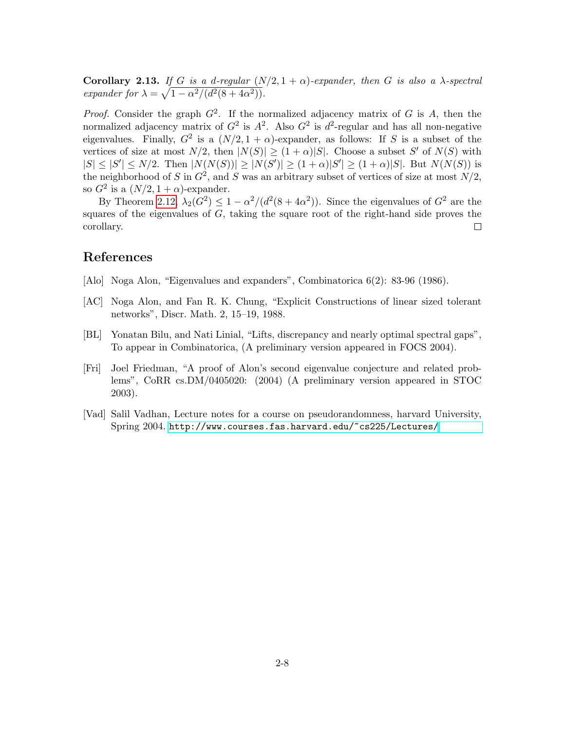**Corollary 2.13.** *If $G$ is a $d$-regular $(N/2, 1+\alpha)$-expander, then $G$ is also a $\lambda$-spectral expander for $\lambda = \sqrt{1 - \alpha^2/(d^2(8+4\alpha^2))}$.*

*Proof.* Consider the graph $G^2$. If the normalized adjacency matrix of $G$ is $A$, then the normalized adjacency matrix of $G^2$ is $A^2$. Also $G^2$ is $d^2$-regular and has all non-negative eigenvalues. Finally, $G^2$ is a $(N/2, 1+\alpha)$-expander, as follows: If $S$ is a subset of the vertices of size at most $N/2$, then $|N(S)| \geq (1+\alpha)|S|$. Choose a subset $S'$ of $N(S)$ with $|S| \leq |S'| \leq N/2$. Then $|N(N(S))| \geq |N(S')| \geq (1+\alpha)|S'| \geq (1+\alpha)|S|$. But $N(N(S))$ is the neighborhood of $S$ in $G^2$, and $S$ was an arbitrary subset of vertices of size at most $N/2$, so $G^2$ is a $(N/2, 1+\alpha)$-expander.

By Theorem 2.12, $\lambda_2(G^2) \leq 1 - \alpha^2/(d^2(8+4\alpha^2))$. Since the eigenvalues of $G^2$ are the squares of the eigenvalues of $G$, taking the square root of the right-hand side proves the corollary. □

## References

[Alo] Noga Alon, "Eigenvalues and expanders", Combinatorica 6(2): 83-96 (1986).

[AC] Noga Alon, and Fan R. K. Chung, "Explicit Constructions of linear sized tolerant networks", Discr. Math. 2, 15–19, 1988.

[BL] Yonatan Bilu, and Nati Linial, "Lifts, discrepancy and nearly optimal spectral gaps", To appear in Combinatorica, (A preliminary version appeared in FOCS 2004).

[Fri] Joel Friedman, "A proof of Alon's second eigenvalue conjecture and related problems", CoRR cs.DM/0405020: (2004) (A preliminary version appeared in STOC 2003).

[Vad] Salil Vadhan, Lecture notes for a course on pseudorandomness, harvard University, Spring 2004. http://www.courses.fas.harvard.edu/~cs225/Lectures/